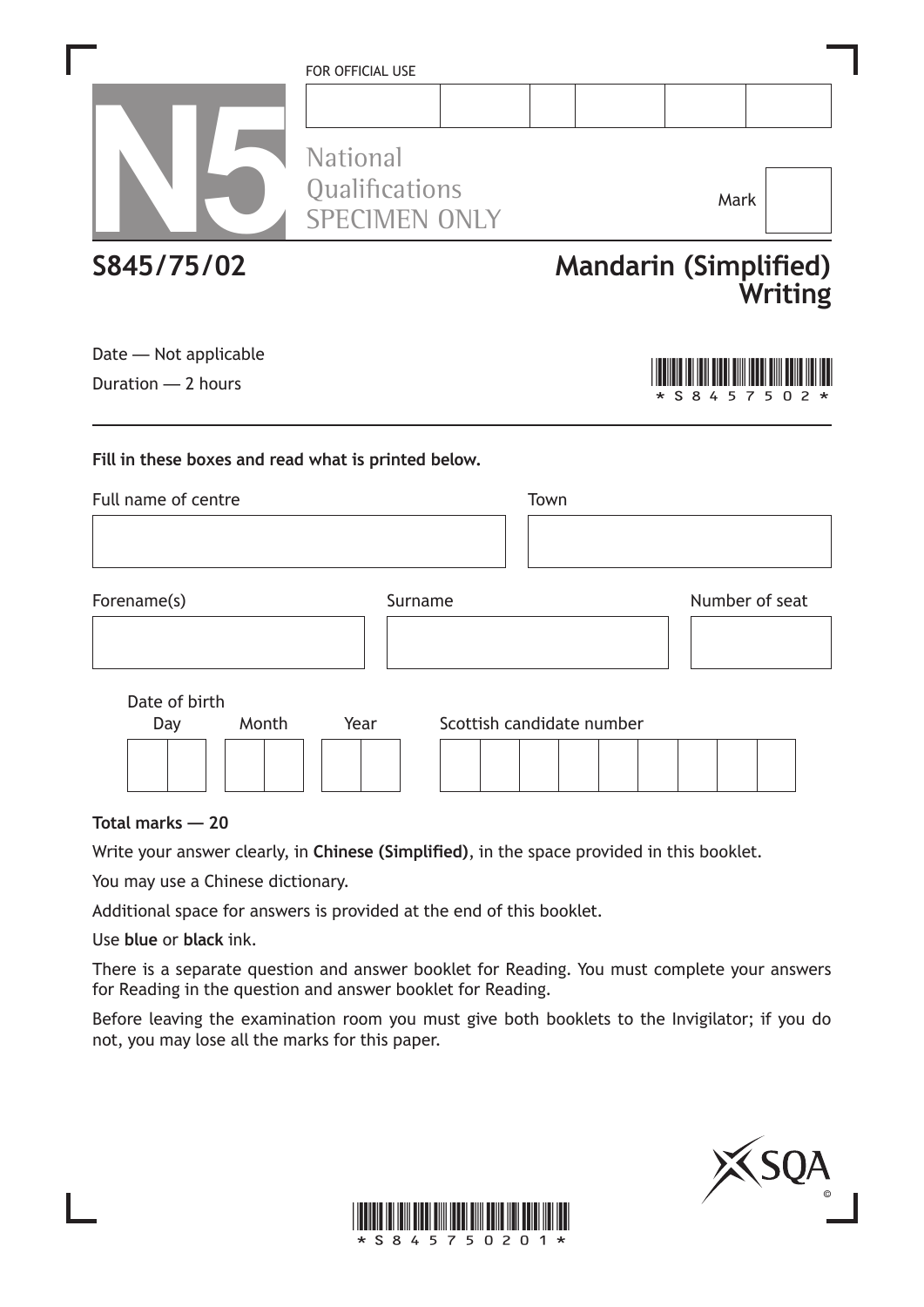FOR OFFICIAL USE

N5

National
Qualifications
SPECIMEN ONLY

Mark

**S845/75/02**

**Mandarin (Simplified)**
**Writing**

Date — Not applicable

Duration — 2 hours

\*S845502\*

**Fill in these boxes and read what is printed below.**

Full name of centre

Town

Forename(s)

Surname

Number of seat

Date of birth

Day Month Year

Scottish candidate number

**Total marks — 20**

Write your answer clearly, in **Chinese (Simplified)**, in the space provided in this booklet.

You may use a Chinese dictionary.

Additional space for answers is provided at the end of this booklet.

Use **blue** or **black** ink.

There is a separate question and answer booklet for Reading. You must complete your answers for Reading in the question and answer booklet for Reading.

Before leaving the examination room you must give both booklets to the Invigilator; if you do not, you may lose all the marks for this paper.

\*S84575020 1\*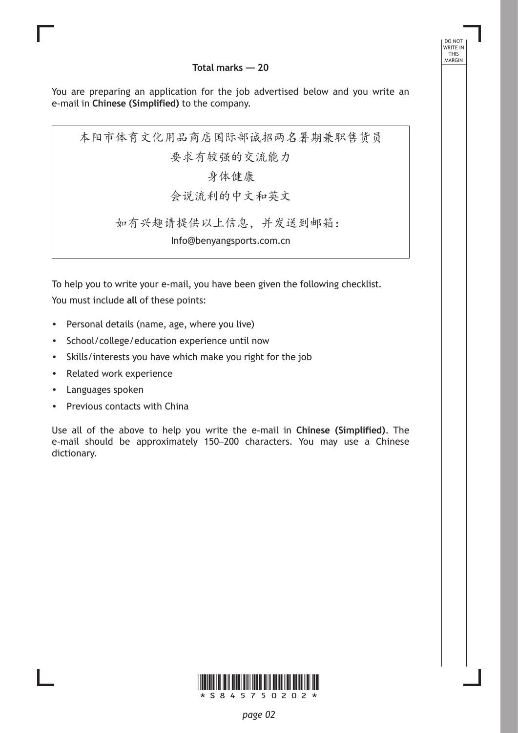**Total marks — 20**

You are preparing an application for the job advertised below and you write an e-mail in **Chinese (Simplified)** to the company.

> 本阳市体育文化用品商店国际部诚招两名暑期兼职售货员
>
> 要求有较强的交流能力
>
> 身体健康
>
> 会说流利的中文和英文
>
> 如有兴趣请提供以上信息，并发送到邮箱：
>
> Info@benyangsports.com.cn

To help you to write your e-mail, you have been given the following checklist.

You must include **all** of these points:

- Personal details (name, age, where you live)
- School/college/education experience until now
- Skills/interests you have which make you right for the job
- Related work experience
- Languages spoken
- Previous contacts with China

Use all of the above to help you write the e-mail in **Chinese (Simplified)**. The e-mail should be approximately 150–200 characters. You may use a Chinese dictionary.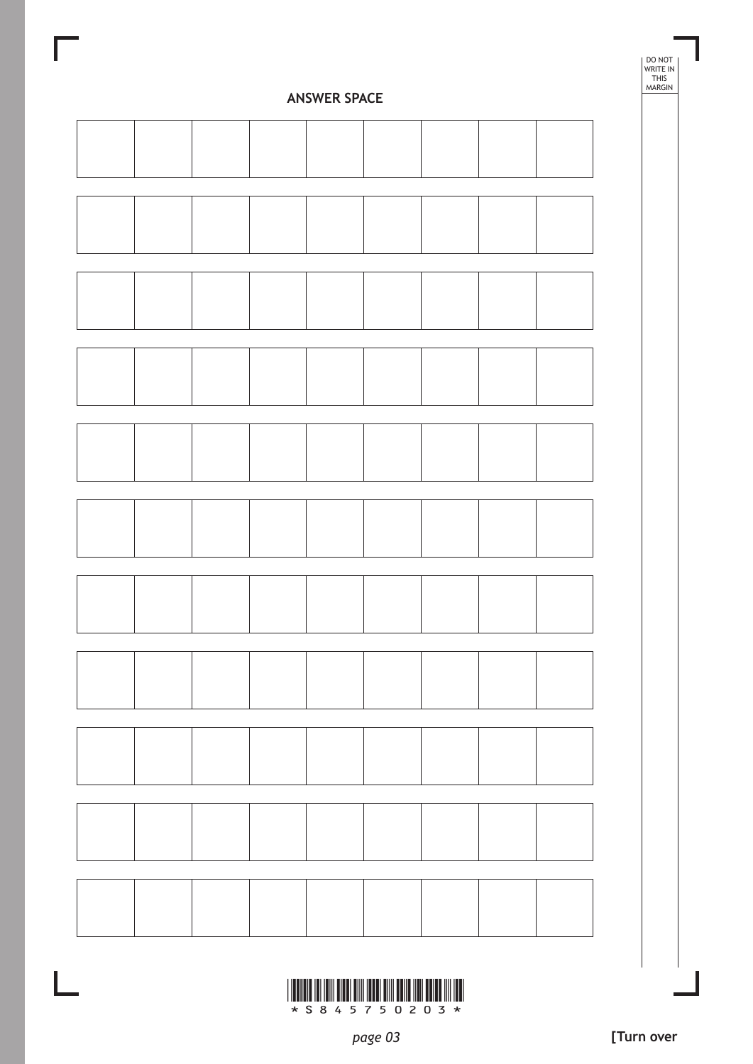## ANSWER SPACE

| | | | | | | | | |
|---|---|---|---|---|---|---|---|---|
| | | | | | | | | |

| | | | | | | | | |
|---|---|---|---|---|---|---|---|---|
| | | | | | | | | |

| | | | | | | | | |
|---|---|---|---|---|---|---|---|---|
| | | | | | | | | |

| | | | | | | | | |
|---|---|---|---|---|---|---|---|---|
| | | | | | | | | |

| | | | | | | | | |
|---|---|---|---|---|---|---|---|---|
| | | | | | | | | |

| | | | | | | | | |
|---|---|---|---|---|---|---|---|---|
| | | | | | | | | |

| | | | | | | | | |
|---|---|---|---|---|---|---|---|---|
| | | | | | | | | |

| | | | | | | | | |
|---|---|---|---|---|---|---|---|---|
| | | | | | | | | |

| | | | | | | | | |
|---|---|---|---|---|---|---|---|---|
| | | | | | | | | |

| | | | | | | | | |
|---|---|---|---|---|---|---|---|---|
| | | | | | | | | |

| | | | | | | | | |
|---|---|---|---|---|---|---|---|---|
| | | | | | | | | |

[Turn over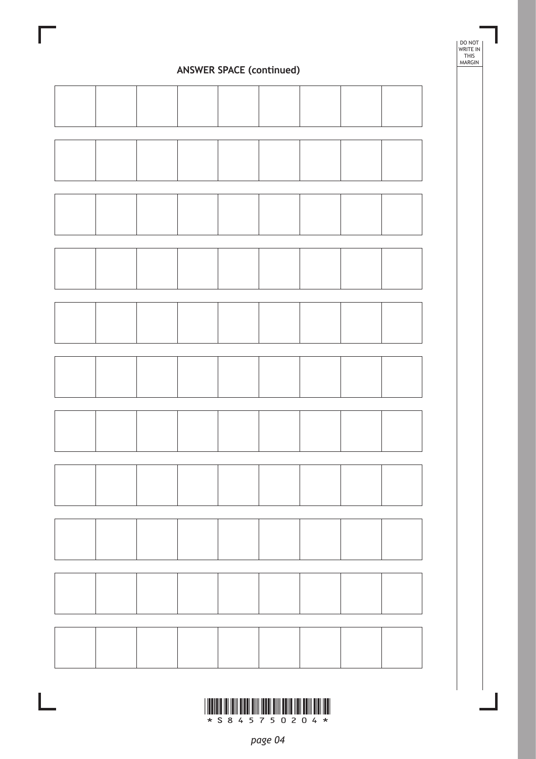**ANSWER SPACE (continued)**

| | | | | | | | | |
|---|---|---|---|---|---|---|---|---|
| | | | | | | | | |

| | | | | | | | | |
|---|---|---|---|---|---|---|---|---|
| | | | | | | | | |

| | | | | | | | | |
|---|---|---|---|---|---|---|---|---|
| | | | | | | | | |

| | | | | | | | | |
|---|---|---|---|---|---|---|---|---|
| | | | | | | | | |

| | | | | | | | | |
|---|---|---|---|---|---|---|---|---|
| | | | | | | | | |

| | | | | | | | | |
|---|---|---|---|---|---|---|---|---|
| | | | | | | | | |

| | | | | | | | | |
|---|---|---|---|---|---|---|---|---|
| | | | | | | | | |

| | | | | | | | | |
|---|---|---|---|---|---|---|---|---|
| | | | | | | | | |

| | | | | | | | | |
|---|---|---|---|---|---|---|---|---|
| | | | | | | | | |

| | | | | | | | | |
|---|---|---|---|---|---|---|---|---|
| | | | | | | | | |

| | | | | | | | | |
|---|---|---|---|---|---|---|---|---|
| | | | | | | | | |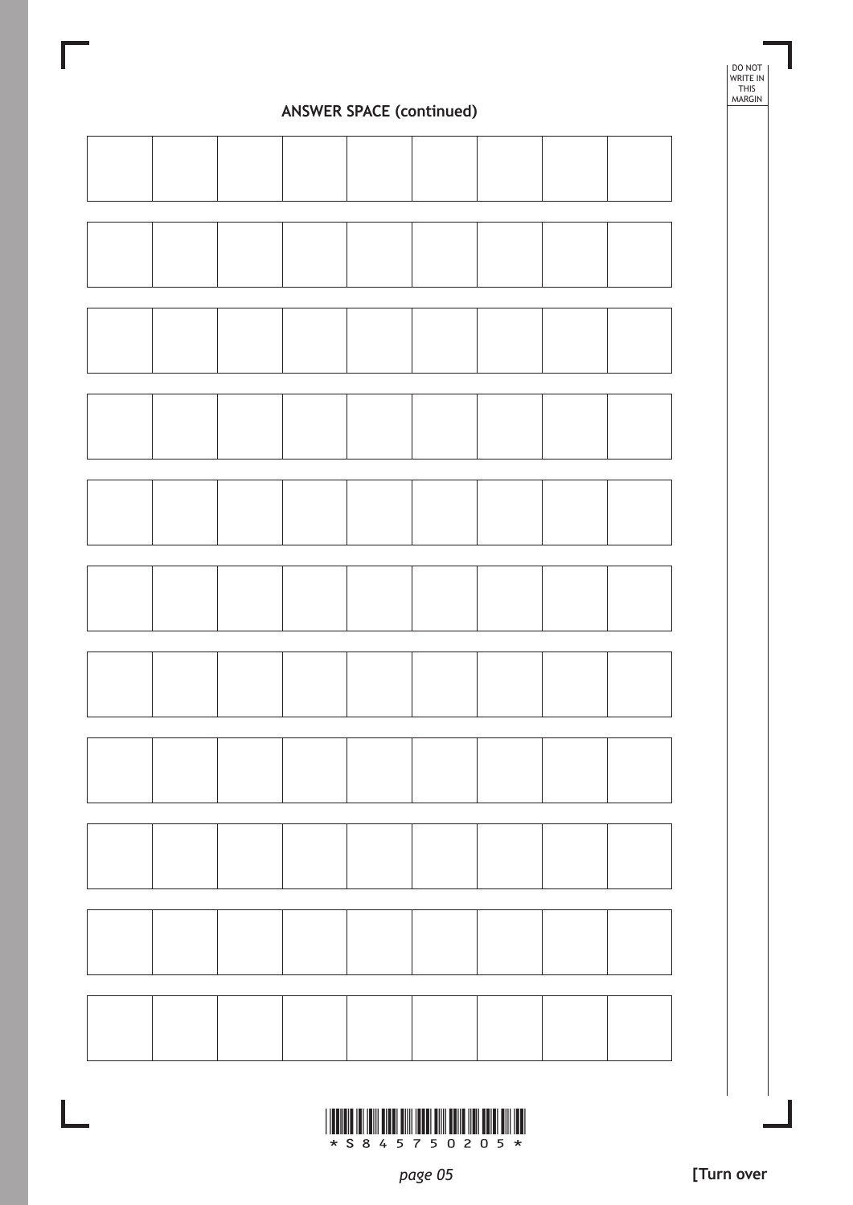**ANSWER SPACE (continued)**

| | | | | | | | | |
|---|---|---|---|---|---|---|---|---|
| | | | | | | | | |

| | | | | | | | | |
|---|---|---|---|---|---|---|---|---|
| | | | | | | | | |

| | | | | | | | | |
|---|---|---|---|---|---|---|---|---|
| | | | | | | | | |

| | | | | | | | | |
|---|---|---|---|---|---|---|---|---|
| | | | | | | | | |

| | | | | | | | | |
|---|---|---|---|---|---|---|---|---|
| | | | | | | | | |

| | | | | | | | | |
|---|---|---|---|---|---|---|---|---|
| | | | | | | | | |

| | | | | | | | | |
|---|---|---|---|---|---|---|---|---|
| | | | | | | | | |

| | | | | | | | | |
|---|---|---|---|---|---|---|---|---|
| | | | | | | | | |

| | | | | | | | | |
|---|---|---|---|---|---|---|---|---|
| | | | | | | | | |

| | | | | | | | | |
|---|---|---|---|---|---|---|---|---|
| | | | | | | | | |

| | | | | | | | | |
|---|---|---|---|---|---|---|---|---|
| | | | | | | | | |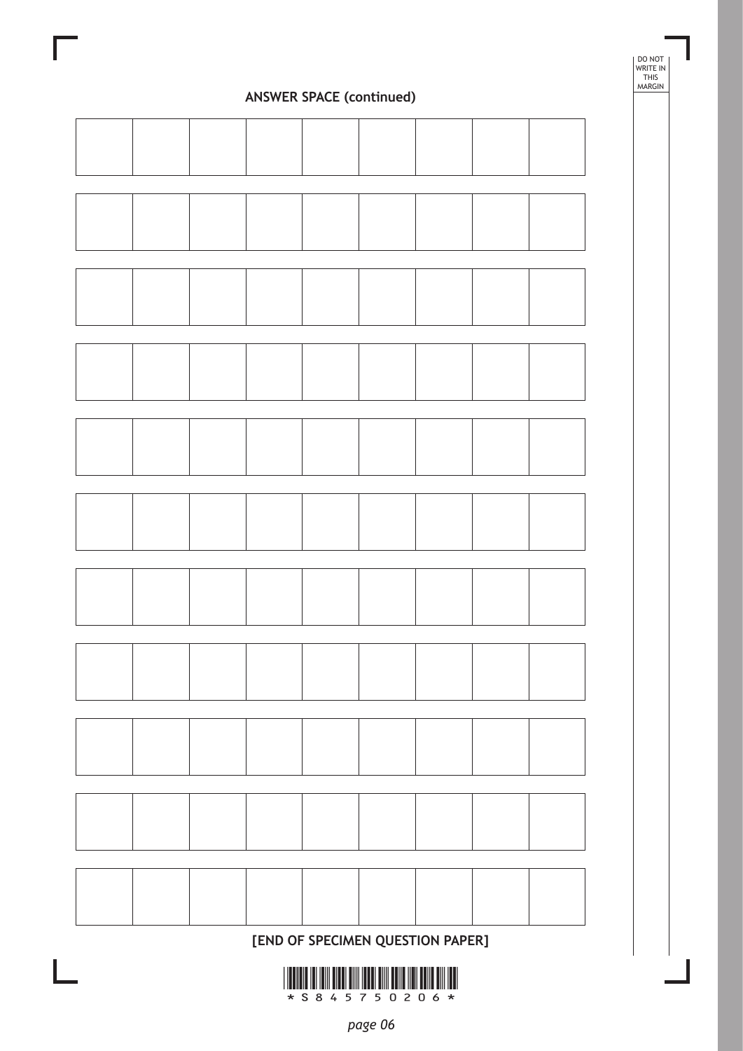**ANSWER SPACE (continued)**

| | | | | | | | | |
|---|---|---|---|---|---|---|---|---|
| | | | | | | | | |

| | | | | | | | | |
|---|---|---|---|---|---|---|---|---|
| | | | | | | | | |

| | | | | | | | | |
|---|---|---|---|---|---|---|---|---|
| | | | | | | | | |

| | | | | | | | | |
|---|---|---|---|---|---|---|---|---|
| | | | | | | | | |

| | | | | | | | | |
|---|---|---|---|---|---|---|---|---|
| | | | | | | | | |

| | | | | | | | | |
|---|---|---|---|---|---|---|---|---|
| | | | | | | | | |

| | | | | | | | | |
|---|---|---|---|---|---|---|---|---|
| | | | | | | | | |

| | | | | | | | | |
|---|---|---|---|---|---|---|---|---|
| | | | | | | | | |

| | | | | | | | | |
|---|---|---|---|---|---|---|---|---|
| | | | | | | | | |

| | | | | | | | | |
|---|---|---|---|---|---|---|---|---|
| | | | | | | | | |

| | | | | | | | | |
|---|---|---|---|---|---|---|---|---|
| | | | | | | | | |

**[END OF SPECIMEN QUESTION PAPER]**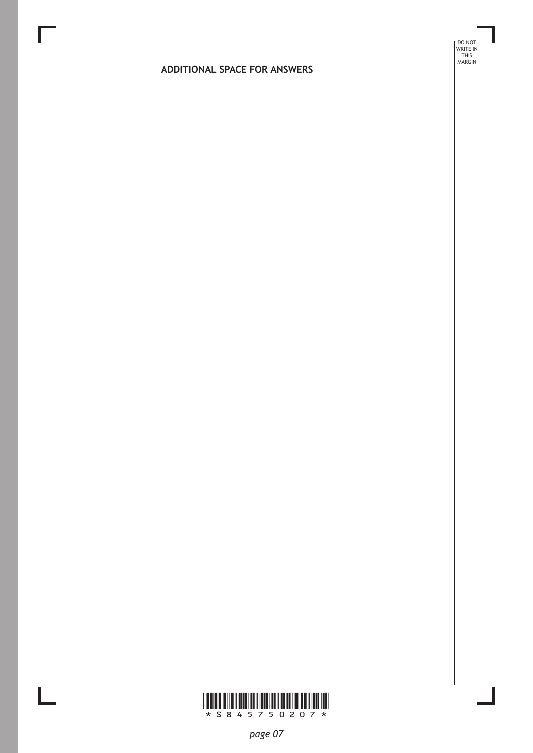# ADDITIONAL SPACE FOR ANSWERS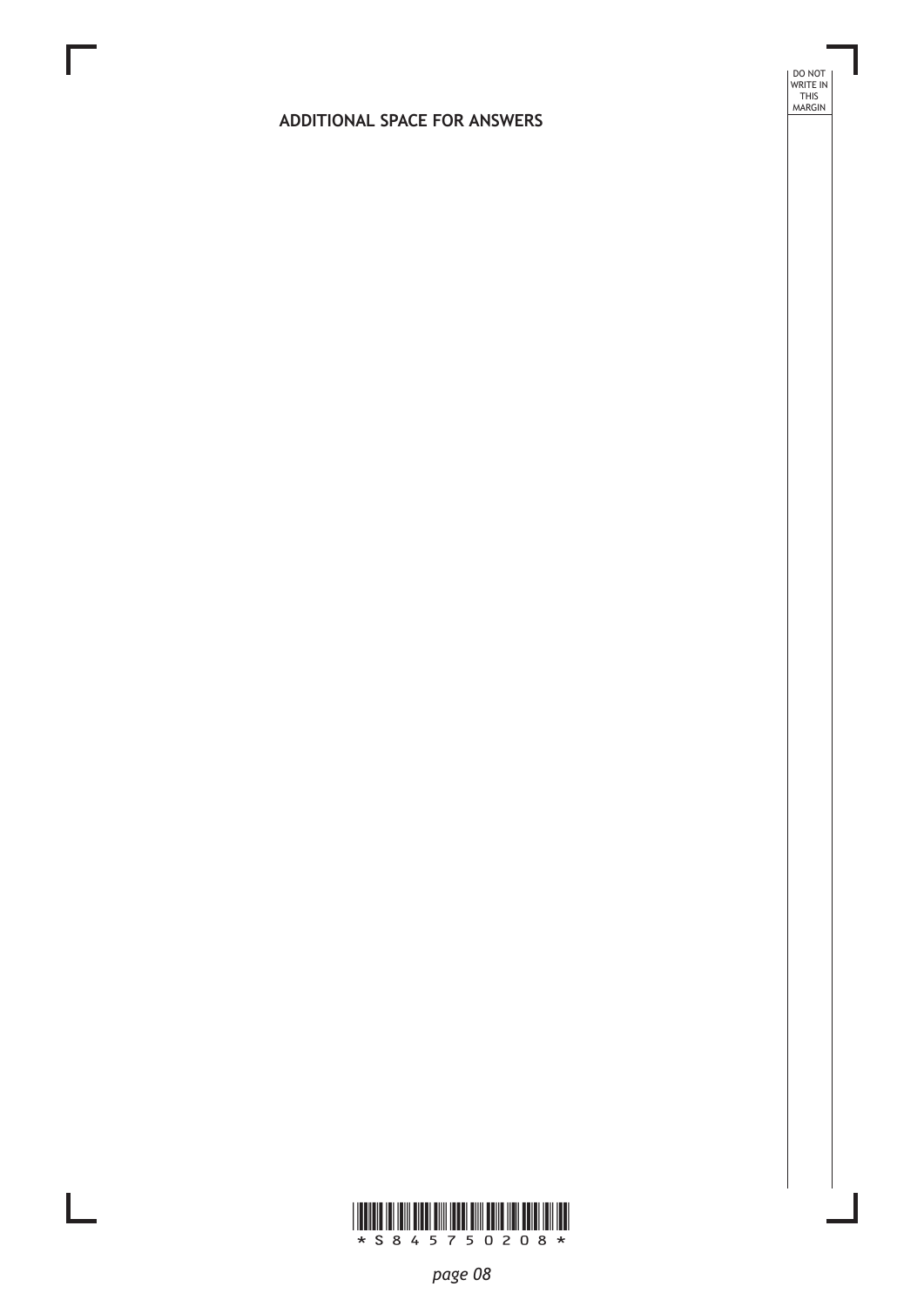## ADDITIONAL SPACE FOR ANSWERS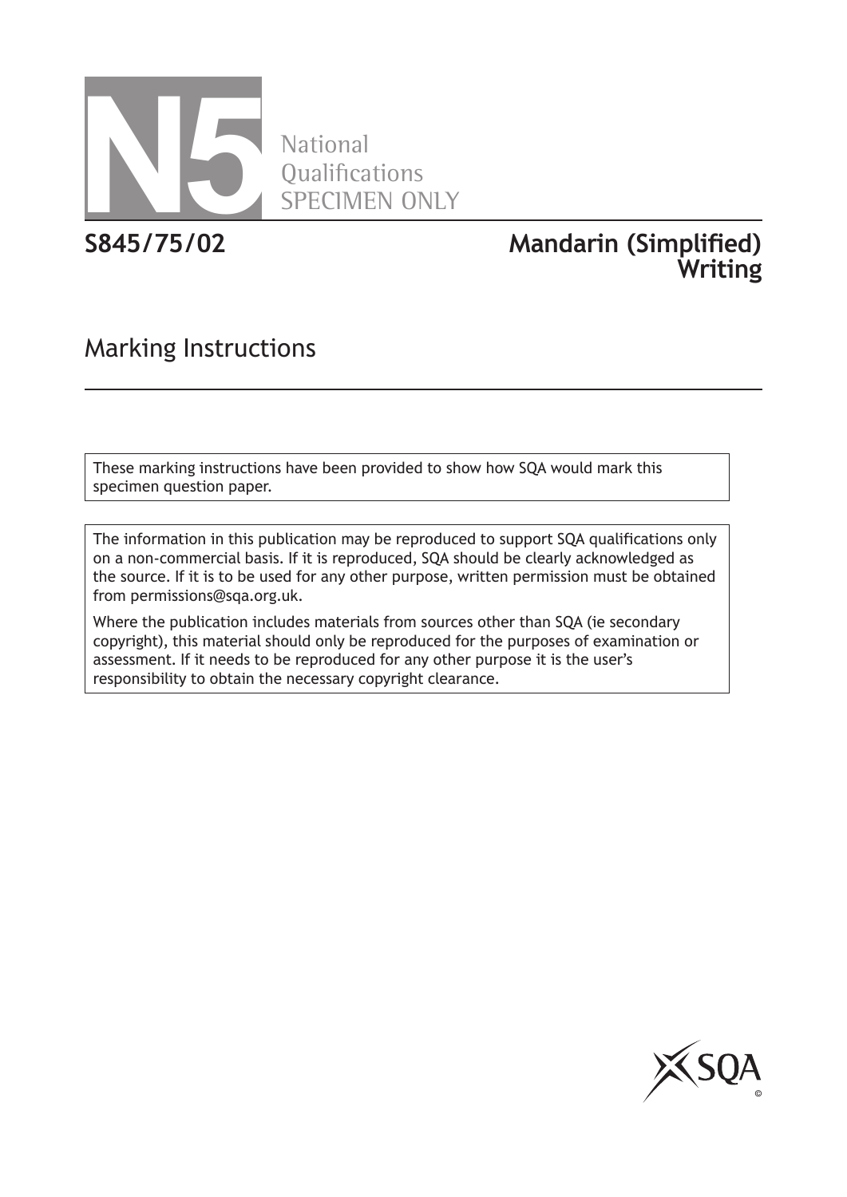# N5 National Qualifications SPECIMEN ONLY

**S845/75/02**

**Mandarin (Simplified) Writing**

## Marking Instructions

These marking instructions have been provided to show how SQA would mark this specimen question paper.

The information in this publication may be reproduced to support SQA qualifications only on a non-commercial basis. If it is reproduced, SQA should be clearly acknowledged as the source. If it is to be used for any other purpose, written permission must be obtained from permissions@sqa.org.uk.

Where the publication includes materials from sources other than SQA (ie secondary copyright), this material should only be reproduced for the purposes of examination or assessment. If it needs to be reproduced for any other purpose it is the user's responsibility to obtain the necessary copyright clearance.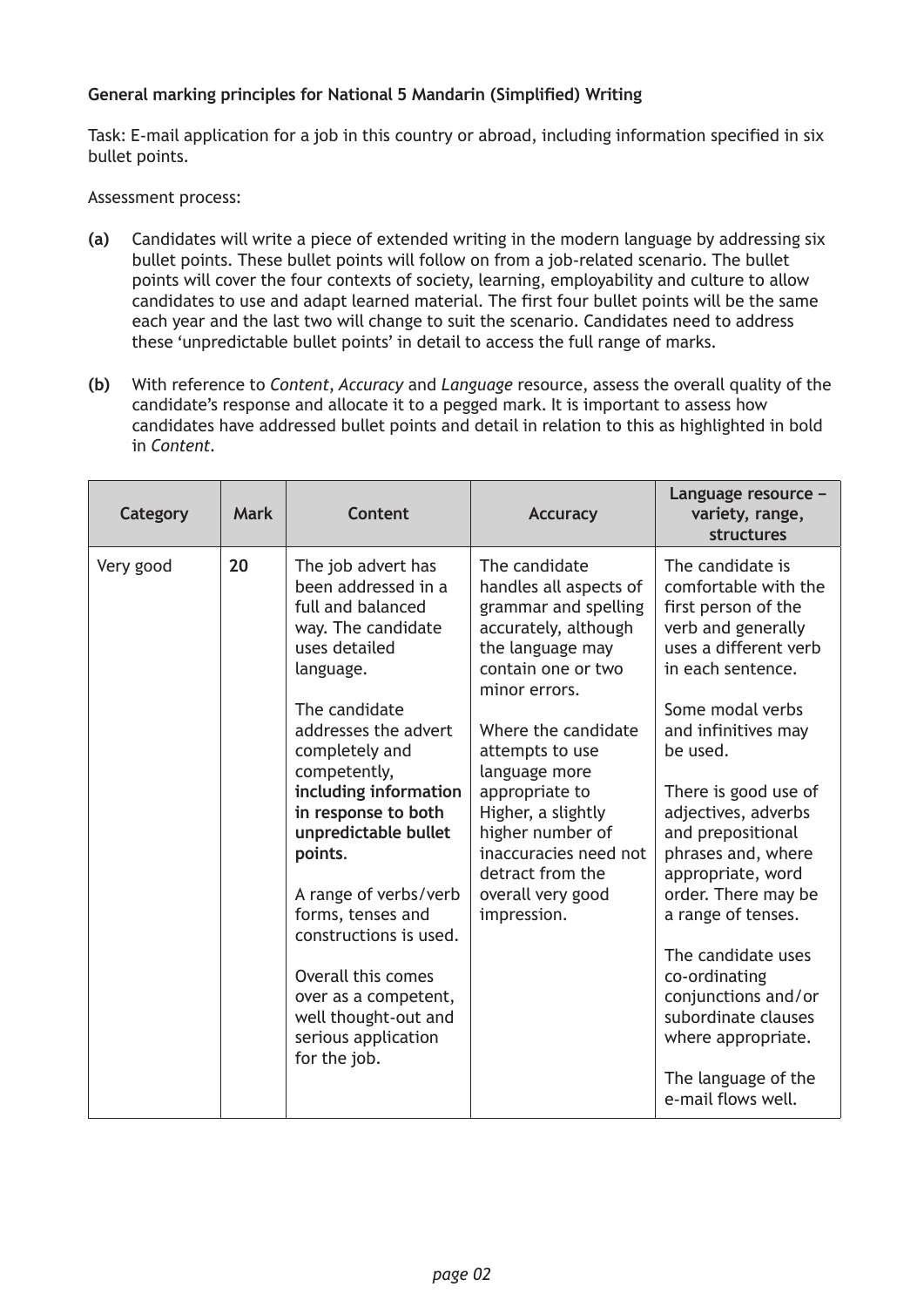**General marking principles for National 5 Mandarin (Simplified) Writing**

Task: E-mail application for a job in this country or abroad, including information specified in six bullet points.

Assessment process:

**(a)** Candidates will write a piece of extended writing in the modern language by addressing six bullet points. These bullet points will follow on from a job-related scenario. The bullet points will cover the four contexts of society, learning, employability and culture to allow candidates to use and adapt learned material. The first four bullet points will be the same each year and the last two will change to suit the scenario. Candidates need to address these 'unpredictable bullet points' in detail to access the full range of marks.

**(b)** With reference to *Content*, *Accuracy* and *Language* resource, assess the overall quality of the candidate's response and allocate it to a pegged mark. It is important to assess how candidates have addressed bullet points and detail in relation to this as highlighted in bold in *Content*.

| Category | Mark | Content | Accuracy | Language resource – variety, range, structures |
|---|---|---|---|---|
| Very good | **20** | The job advert has been addressed in a full and balanced way. The candidate uses detailed language.<br><br>The candidate addresses the advert completely and competently, **including information in response to both unpredictable bullet points**.<br><br>A range of verbs/verb forms, tenses and constructions is used.<br><br>Overall this comes over as a competent, well thought-out and serious application for the job. | The candidate handles all aspects of grammar and spelling accurately, although the language may contain one or two minor errors.<br><br>Where the candidate attempts to use language more appropriate to Higher, a slightly higher number of inaccuracies need not detract from the overall very good impression. | The candidate is comfortable with the first person of the verb and generally uses a different verb in each sentence.<br><br>Some modal verbs and infinitives may be used.<br><br>There is good use of adjectives, adverbs and prepositional phrases and, where appropriate, word order. There may be a range of tenses.<br><br>The candidate uses co-ordinating conjunctions and/or subordinate clauses where appropriate.<br><br>The language of the e-mail flows well. |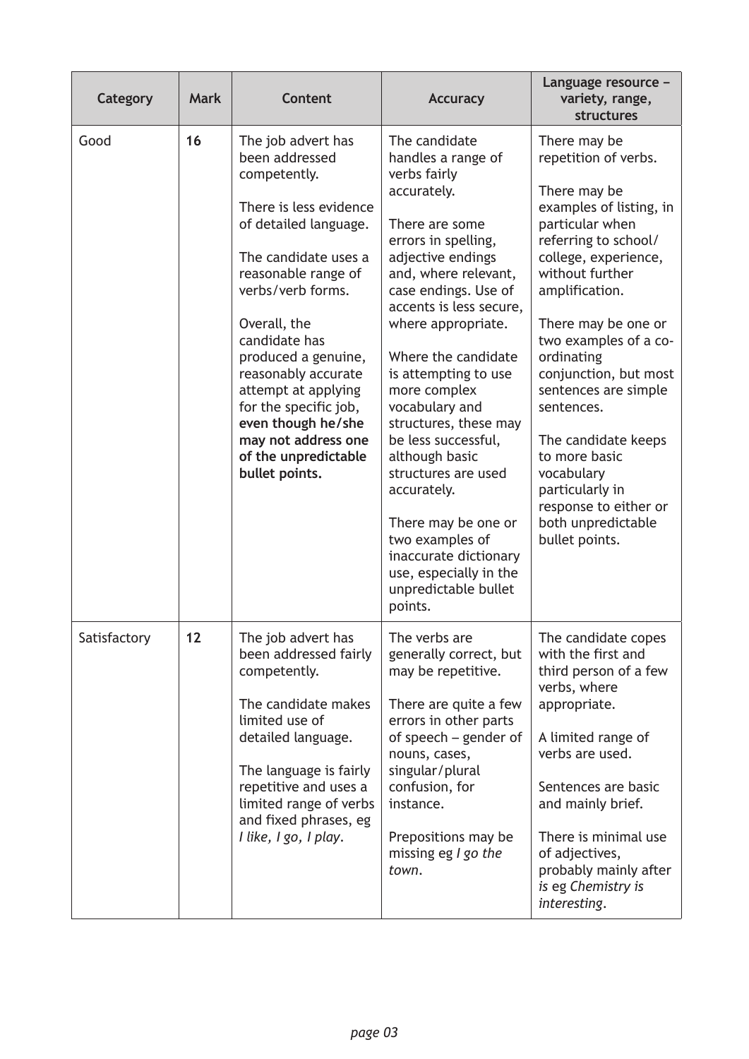| Category | Mark | Content | Accuracy | Language resource – variety, range, structures |
|---|---|---|---|---|
| Good | **16** | The job advert has been addressed competently.<br><br>There is less evidence of detailed language.<br><br>The candidate uses a reasonable range of verbs/verb forms.<br><br>Overall, the candidate has produced a genuine, reasonably accurate attempt at applying for the specific job, **even though he/she may not address one of the unpredictable bullet points.** | The candidate handles a range of verbs fairly accurately.<br><br>There are some errors in spelling, adjective endings and, where relevant, case endings. Use of accents is less secure, where appropriate.<br><br>Where the candidate is attempting to use more complex vocabulary and structures, these may be less successful, although basic structures are used accurately.<br><br>There may be one or two examples of inaccurate dictionary use, especially in the unpredictable bullet points. | There may be repetition of verbs.<br><br>There may be examples of listing, in particular when referring to school/ college, experience, without further amplification.<br><br>There may be one or two examples of a co-ordinating conjunction, but most sentences are simple sentences.<br><br>The candidate keeps to more basic vocabulary particularly in response to either or both unpredictable bullet points. |
| Satisfactory | **12** | The job advert has been addressed fairly competently.<br><br>The candidate makes limited use of detailed language.<br><br>The language is fairly repetitive and uses a limited range of verbs and fixed phrases, eg *I like, I go, I play*. | The verbs are generally correct, but may be repetitive.<br><br>There are quite a few errors in other parts of speech – gender of nouns, cases, singular/plural confusion, for instance.<br><br>Prepositions may be missing eg *I go the town*. | The candidate copes with the first and third person of a few verbs, where appropriate.<br><br>A limited range of verbs are used.<br><br>Sentences are basic and mainly brief.<br><br>There is minimal use of adjectives, probably mainly after *is* eg *Chemistry is interesting*. |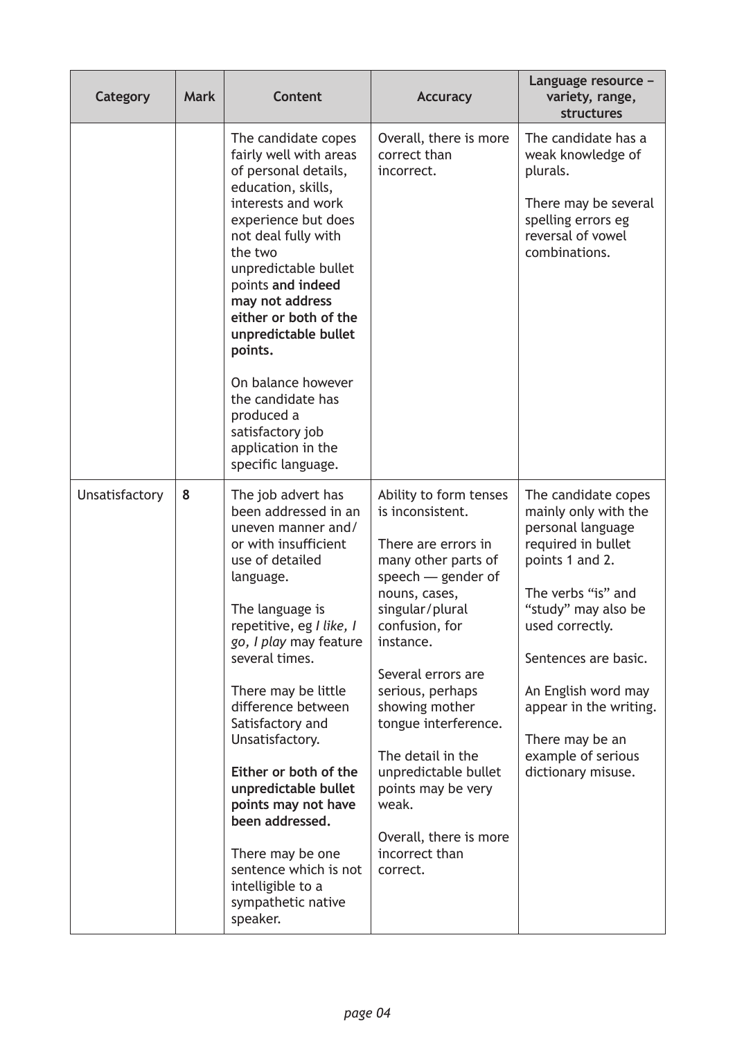| Category | Mark | Content | Accuracy | Language resource – variety, range, structures |
|---|---|---|---|---|
| | | The candidate copes fairly well with areas of personal details, education, skills, interests and work experience but does not deal fully with the two unpredictable bullet points **and indeed may not address either or both of the unpredictable bullet points.**<br><br>On balance however the candidate has produced a satisfactory job application in the specific language. | Overall, there is more correct than incorrect. | The candidate has a weak knowledge of plurals.<br><br>There may be several spelling errors eg reversal of vowel combinations. |
| Unsatisfactory | 8 | The job advert has been addressed in an uneven manner and/ or with insufficient use of detailed language.<br><br>The language is repetitive, eg *I like, I go, I play* may feature several times.<br><br>There may be little difference between Satisfactory and Unsatisfactory.<br><br>**Either or both of the unpredictable bullet points may not have been addressed.**<br><br>There may be one sentence which is not intelligible to a sympathetic native speaker. | Ability to form tenses is inconsistent.<br><br>There are errors in many other parts of speech — gender of nouns, cases, singular/plural confusion, for instance.<br><br>Several errors are serious, perhaps showing mother tongue interference.<br><br>The detail in the unpredictable bullet points may be very weak.<br><br>Overall, there is more incorrect than correct. | The candidate copes mainly only with the personal language required in bullet points 1 and 2.<br><br>The verbs "is" and "study" may also be used correctly.<br><br>Sentences are basic.<br><br>An English word may appear in the writing.<br><br>There may be an example of serious dictionary misuse. |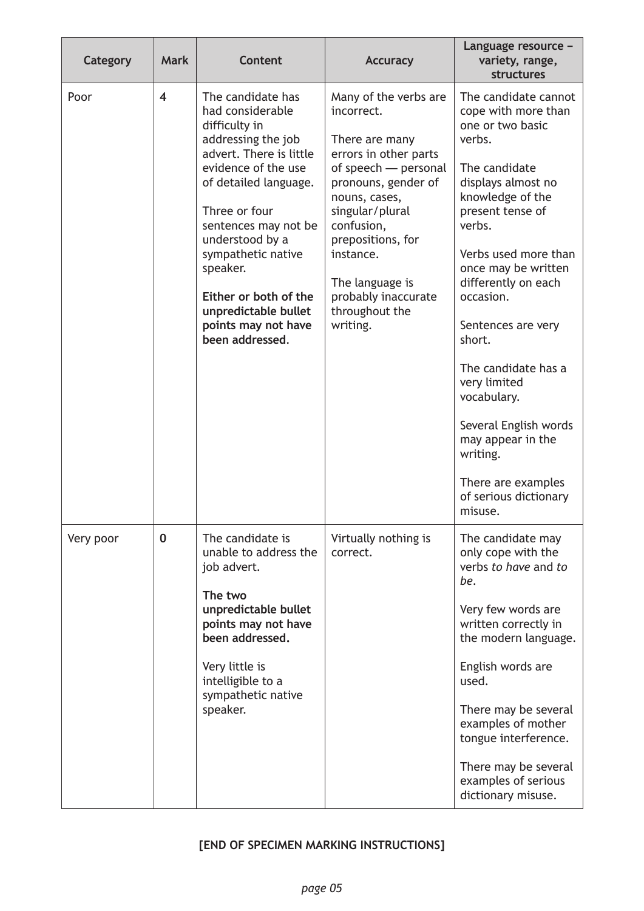| Category | Mark | Content | Accuracy | Language resource – variety, range, structures |
|---|---|---|---|---|
| Poor | 4 | The candidate has had considerable difficulty in addressing the job advert. There is little evidence of the use of detailed language.<br><br>Three or four sentences may not be understood by a sympathetic native speaker.<br><br>**Either or both of the unpredictable bullet points may not have been addressed**. | Many of the verbs are incorrect.<br><br>There are many errors in other parts of speech — personal pronouns, gender of nouns, cases, singular/plural confusion, prepositions, for instance.<br><br>The language is probably inaccurate throughout the writing. | The candidate cannot cope with more than one or two basic verbs.<br><br>The candidate displays almost no knowledge of the present tense of verbs.<br><br>Verbs used more than once may be written differently on each occasion.<br><br>Sentences are very short.<br><br>The candidate has a very limited vocabulary.<br><br>Several English words may appear in the writing.<br><br>There are examples of serious dictionary misuse. |
| Very poor | 0 | The candidate is unable to address the job advert.<br><br>**The two unpredictable bullet points may not have been addressed.**<br><br>Very little is intelligible to a sympathetic native speaker. | Virtually nothing is correct. | The candidate may only cope with the verbs *to have* and *to be*.<br><br>Very few words are written correctly in the modern language.<br><br>English words are used.<br><br>There may be several examples of mother tongue interference.<br><br>There may be several examples of serious dictionary misuse. |

**[END OF SPECIMEN MARKING INSTRUCTIONS]**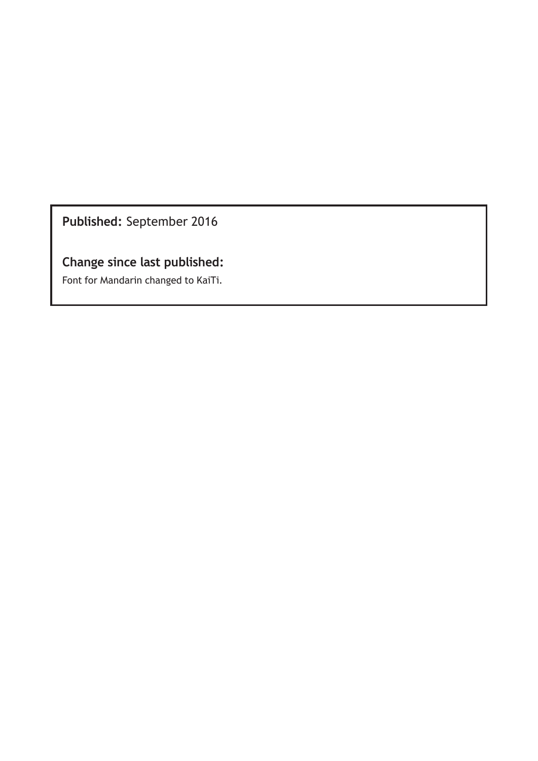**Published:** September 2016

**Change since last published:**

Font for Mandarin changed to KaiTi.